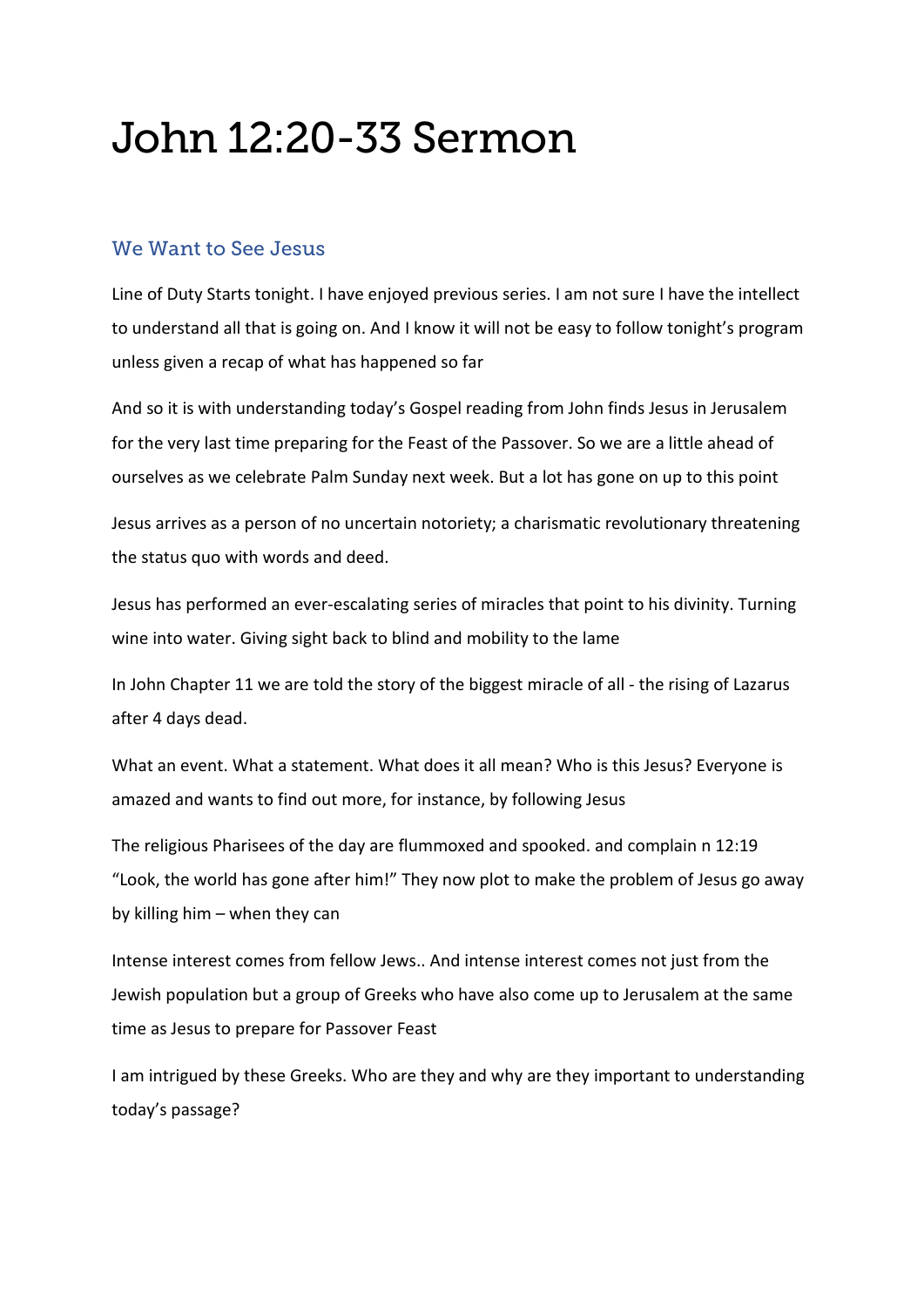# John 12:20-33 Sermon

## We Want to See Jesus

Line of Duty Starts tonight. I have enjoyed previous series. I am not sure I have the intellect to understand all that is going on. And I know it will not be easy to follow tonight's program unless given a recap of what has happened so far

And so it is with understanding today's Gospel reading from John finds Jesus in Jerusalem for the very last time preparing for the Feast of the Passover. So we are a little ahead of ourselves as we celebrate Palm Sunday next week. But a lot has gone on up to this point

Jesus arrives as a person of no uncertain notoriety; a charismatic revolutionary threatening the status quo with words and deed.

Jesus has performed an ever-escalating series of miracles that point to his divinity. Turning wine into water. Giving sight back to blind and mobility to the lame

In John Chapter 11 we are told the story of the biggest miracle of all - the rising of Lazarus after 4 days dead.

What an event. What a statement. What does it all mean? Who is this Jesus? Everyone is amazed and wants to find out more, for instance, by following Jesus

The religious Pharisees of the day are flummoxed and spooked. and complain n 12:19 "Look, the world has gone after him!" They now plot to make the problem of Jesus go away by killing him – when they can

Intense interest comes from fellow Jews.. And intense interest comes not just from the Jewish population but a group of Greeks who have also come up to Jerusalem at the same time as Jesus to prepare for Passover Feast

I am intrigued by these Greeks. Who are they and why are they important to understanding today's passage?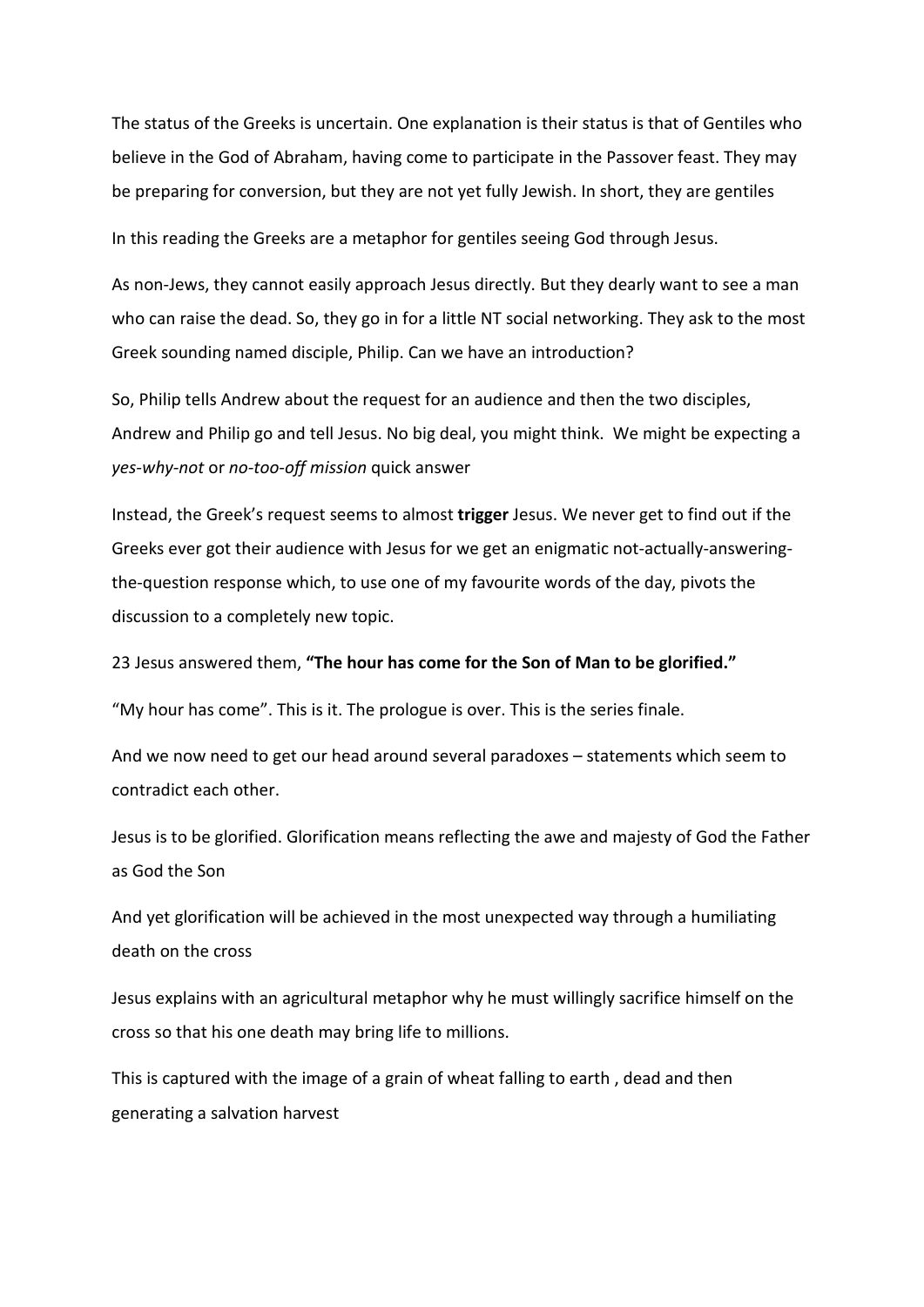The status of the Greeks is uncertain. One explanation is their status is that of Gentiles who believe in the God of Abraham, having come to participate in the Passover feast. They may be preparing for conversion, but they are not yet fully Jewish. In short, they are gentiles

In this reading the Greeks are a metaphor for gentiles seeing God through Jesus.

As non-Jews, they cannot easily approach Jesus directly. But they dearly want to see a man who can raise the dead. So, they go in for a little NT social networking. They ask to the most Greek sounding named disciple, Philip. Can we have an introduction?

So, Philip tells Andrew about the request for an audience and then the two disciples, Andrew and Philip go and tell Jesus. No big deal, you might think. We might be expecting a *yes-why-not* or *no-too-off mission* quick answer

Instead, the Greek's request seems to almost **trigger** Jesus. We never get to find out if the Greeks ever got their audience with Jesus for we get an enigmatic not-actually-answering-the-question response which, to use one of my favourite words of the day, pivots the discussion to a completely new topic.

23 Jesus answered them, **"The hour has come for the Son of Man to be glorified."**

"My hour has come". This is it. The prologue is over. This is the series finale.

And we now need to get our head around several paradoxes – statements which seem to contradict each other.

Jesus is to be glorified. Glorification means reflecting the awe and majesty of God the Father as God the Son

And yet glorification will be achieved in the most unexpected way through a humiliating death on the cross

Jesus explains with an agricultural metaphor why he must willingly sacrifice himself on the cross so that his one death may bring life to millions.

This is captured with the image of a grain of wheat falling to earth , dead and then generating a salvation harvest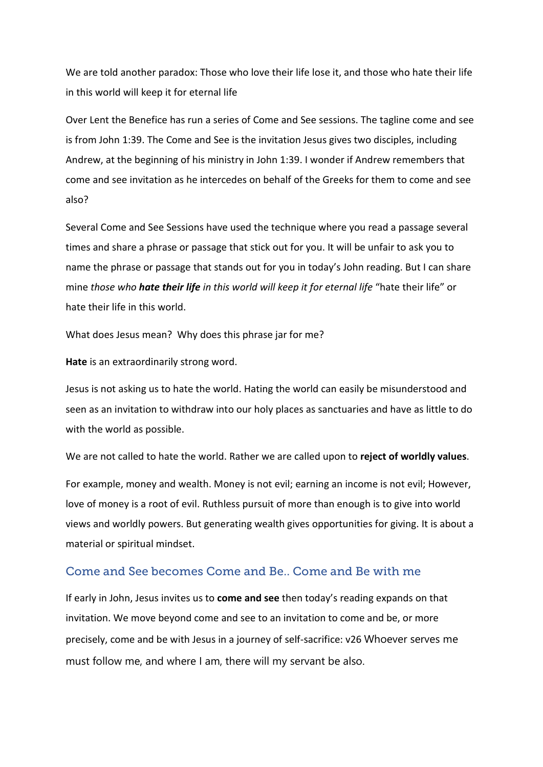We are told another paradox: Those who love their life lose it, and those who hate their life in this world will keep it for eternal life

Over Lent the Benefice has run a series of Come and See sessions. The tagline come and see is from John 1:39. The Come and See is the invitation Jesus gives two disciples, including Andrew, at the beginning of his ministry in John 1:39. I wonder if Andrew remembers that come and see invitation as he intercedes on behalf of the Greeks for them to come and see also?

Several Come and See Sessions have used the technique where you read a passage several times and share a phrase or passage that stick out for you. It will be unfair to ask you to name the phrase or passage that stands out for you in today's John reading. But I can share mine *those who* ***hate their life*** *in this world will keep it for eternal life* "hate their life" or hate their life in this world.

What does Jesus mean? Why does this phrase jar for me?

**Hate** is an extraordinarily strong word.

Jesus is not asking us to hate the world. Hating the world can easily be misunderstood and seen as an invitation to withdraw into our holy places as sanctuaries and have as little to do with the world as possible.

We are not called to hate the world. Rather we are called upon to **reject of worldly values**.

For example, money and wealth. Money is not evil; earning an income is not evil; However, love of money is a root of evil. Ruthless pursuit of more than enough is to give into world views and worldly powers. But generating wealth gives opportunities for giving. It is about a material or spiritual mindset.

## Come and See becomes Come and Be.. Come and Be with me

If early in John, Jesus invites us to **come and see** then today's reading expands on that invitation. We move beyond come and see to an invitation to come and be, or more precisely, come and be with Jesus in a journey of self-sacrifice: v26 Whoever serves me must follow me, and where I am, there will my servant be also.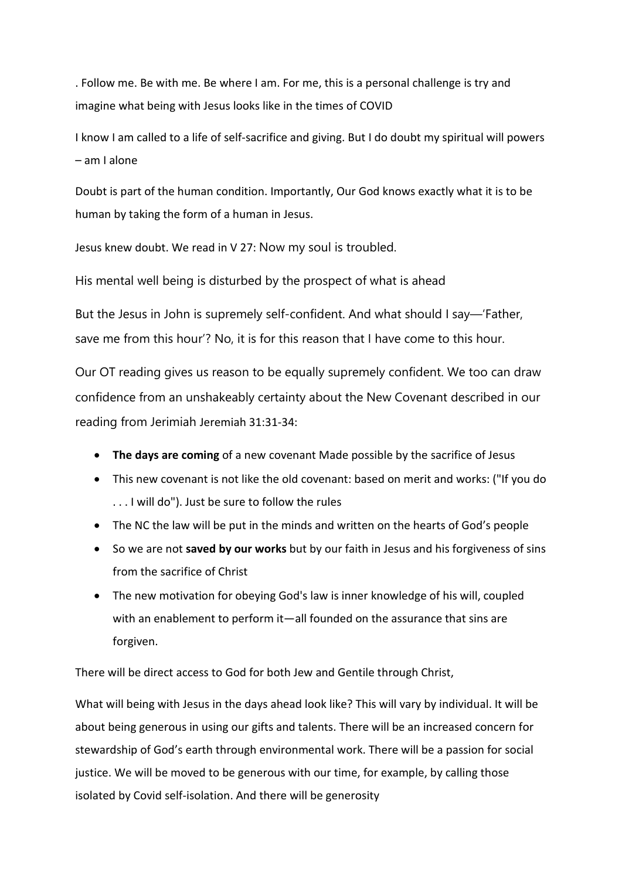. Follow me. Be with me. Be where I am. For me, this is a personal challenge is try and imagine what being with Jesus looks like in the times of COVID

I know I am called to a life of self-sacrifice and giving. But I do doubt my spiritual will powers – am I alone

Doubt is part of the human condition. Importantly, Our God knows exactly what it is to be human by taking the form of a human in Jesus.

Jesus knew doubt. We read in V 27: Now my soul is troubled.

His mental well being is disturbed by the prospect of what is ahead

But the Jesus in John is supremely self-confident. And what should I say—'Father, save me from this hour'? No, it is for this reason that I have come to this hour.

Our OT reading gives us reason to be equally supremely confident. We too can draw confidence from an unshakeably certainty about the New Covenant described in our reading from Jerimiah Jeremiah 31:31-34:

- **The days are coming** of a new covenant Made possible by the sacrifice of Jesus
- This new covenant is not like the old covenant: based on merit and works: ("If you do . . . I will do"). Just be sure to follow the rules
- The NC the law will be put in the minds and written on the hearts of God's people
- So we are not **saved by our works** but by our faith in Jesus and his forgiveness of sins from the sacrifice of Christ
- The new motivation for obeying God's law is inner knowledge of his will, coupled with an enablement to perform it—all founded on the assurance that sins are forgiven.

There will be direct access to God for both Jew and Gentile through Christ,

What will being with Jesus in the days ahead look like? This will vary by individual. It will be about being generous in using our gifts and talents. There will be an increased concern for stewardship of God's earth through environmental work. There will be a passion for social justice. We will be moved to be generous with our time, for example, by calling those isolated by Covid self-isolation. And there will be generosity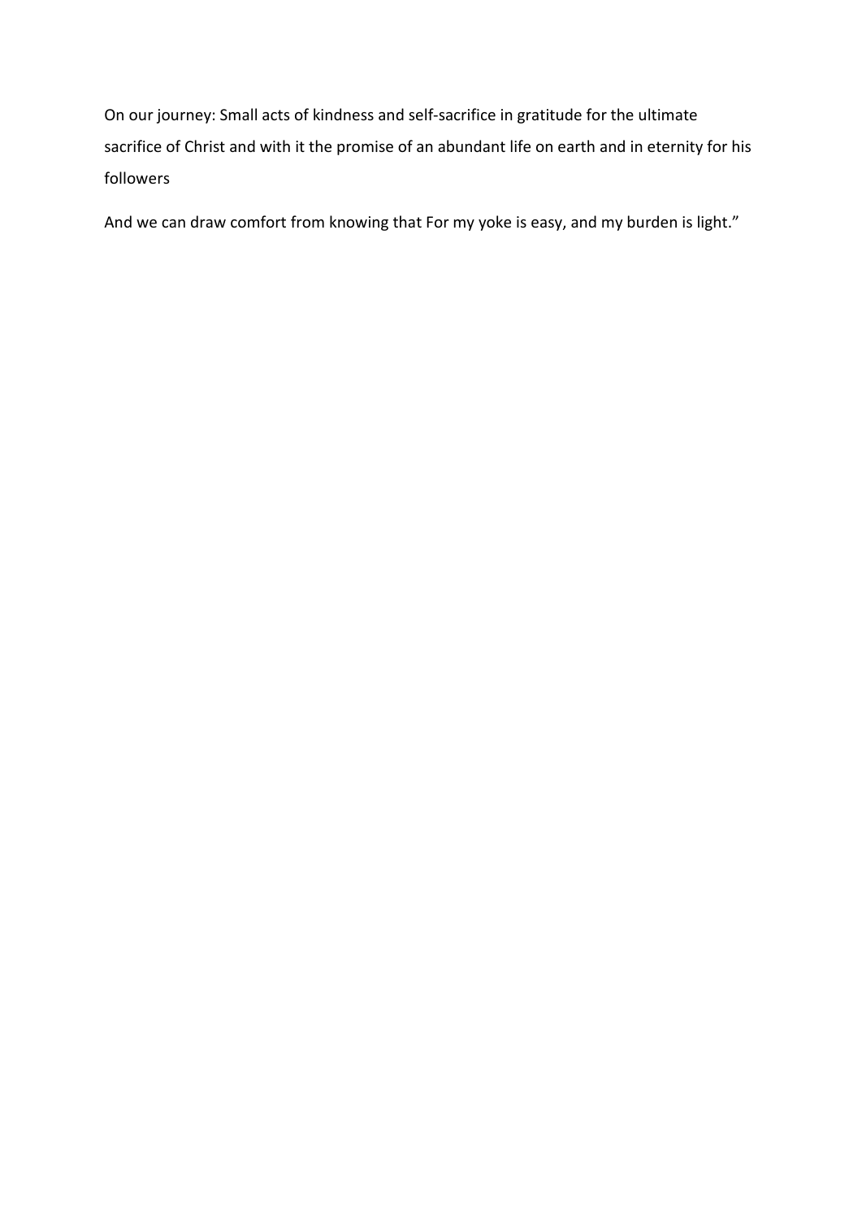On our journey: Small acts of kindness and self-sacrifice in gratitude for the ultimate sacrifice of Christ and with it the promise of an abundant life on earth and in eternity for his followers

And we can draw comfort from knowing that For my yoke is easy, and my burden is light."